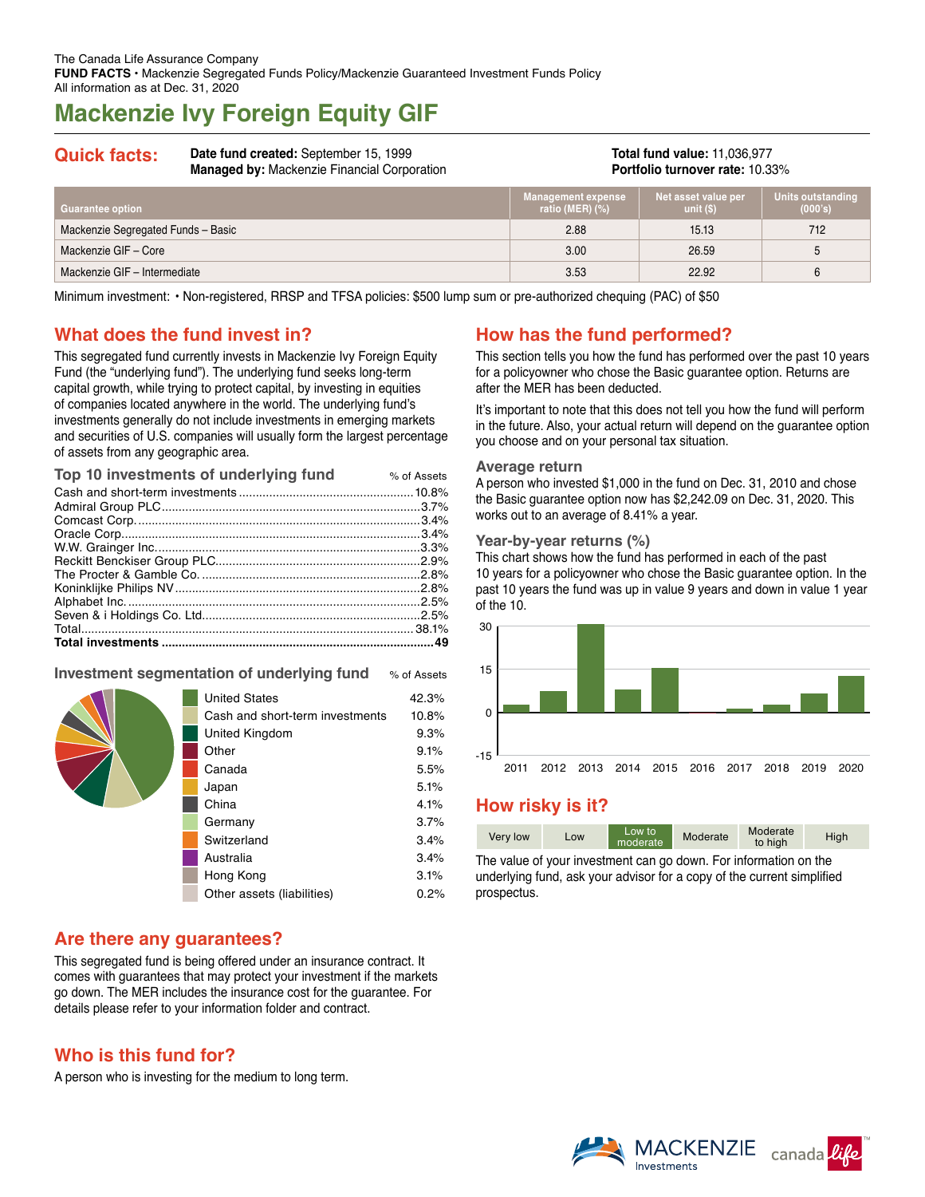The Canada Life Assurance Company
**FUND FACTS** • Mackenzie Segregated Funds Policy/Mackenzie Guaranteed Investment Funds Policy
All information as at Dec. 31, 2020

# Mackenzie Ivy Foreign Equity GIF

## Quick facts:

**Date fund created:** September 15, 1999
**Managed by:** Mackenzie Financial Corporation

**Total fund value:** 11,036,977
**Portfolio turnover rate:** 10.33%

| Guarantee option | Management expense ratio (MER) (%) | Net asset value per unit ($) | Units outstanding (000's) |
|---|---|---|---|
| Mackenzie Segregated Funds – Basic | 2.88 | 15.13 | 712 |
| Mackenzie GIF – Core | 3.00 | 26.59 | 5 |
| Mackenzie GIF – Intermediate | 3.53 | 22.92 | 6 |

Minimum investment: • Non-registered, RRSP and TFSA policies: $500 lump sum or pre-authorized chequing (PAC) of $50

## What does the fund invest in?

This segregated fund currently invests in Mackenzie Ivy Foreign Equity Fund (the "underlying fund"). The underlying fund seeks long-term capital growth, while trying to protect capital, by investing in equities of companies located anywhere in the world. The underlying fund's investments generally do not include investments in emerging markets and securities of U.S. companies will usually form the largest percentage of assets from any geographic area.

### Top 10 investments of underlying fund

| | % of Assets |
|---|---|
| Cash and short-term investments | 10.8% |
| Admiral Group PLC | 3.7% |
| Comcast Corp. | 3.4% |
| Oracle Corp. | 3.4% |
| W.W. Grainger Inc. | 3.3% |
| Reckitt Benckiser Group PLC | 2.9% |
| The Procter & Gamble Co. | 2.8% |
| Koninklijke Philips NV | 2.8% |
| Alphabet Inc. | 2.5% |
| Seven & i Holdings Co. Ltd. | 2.5% |
| Total | 38.1% |
| **Total investments** | **49** |

### Investment segmentation of underlying fund

| | % of Assets |
|---|---|
| United States | 42.3% |
| Cash and short-term investments | 10.8% |
| United Kingdom | 9.3% |
| Other | 9.1% |
| Canada | 5.5% |
| Japan | 5.1% |
| China | 4.1% |
| Germany | 3.7% |
| Switzerland | 3.4% |
| Australia | 3.4% |
| Hong Kong | 3.1% |
| Other assets (liabilities) | 0.2% |

## How has the fund performed?

This section tells you how the fund has performed over the past 10 years for a policyowner who chose the Basic guarantee option. Returns are after the MER has been deducted.

It's important to note that this does not tell you how the fund will perform in the future. Also, your actual return will depend on the guarantee option you choose and on your personal tax situation.

### Average return

A person who invested $1,000 in the fund on Dec. 31, 2010 and chose the Basic guarantee option now has $2,242.09 on Dec. 31, 2020. This works out to an average of 8.41% a year.

### Year-by-year returns (%)

This chart shows how the fund has performed in each of the past 10 years for a policyowner who chose the Basic guarantee option. In the past 10 years the fund was up in value 9 years and down in value 1 year of the 10.

## How risky is it?

| Very low | Low | **Low to moderate** | Moderate | Moderate to high | High |
|---|---|---|---|---|---|

The value of your investment can go down. For information on the underlying fund, ask your advisor for a copy of the current simplified prospectus.

## Are there any guarantees?

This segregated fund is being offered under an insurance contract. It comes with guarantees that may protect your investment if the markets go down. The MER includes the insurance cost for the guarantee. For details please refer to your information folder and contract.

## Who is this fund for?

A person who is investing for the medium to long term.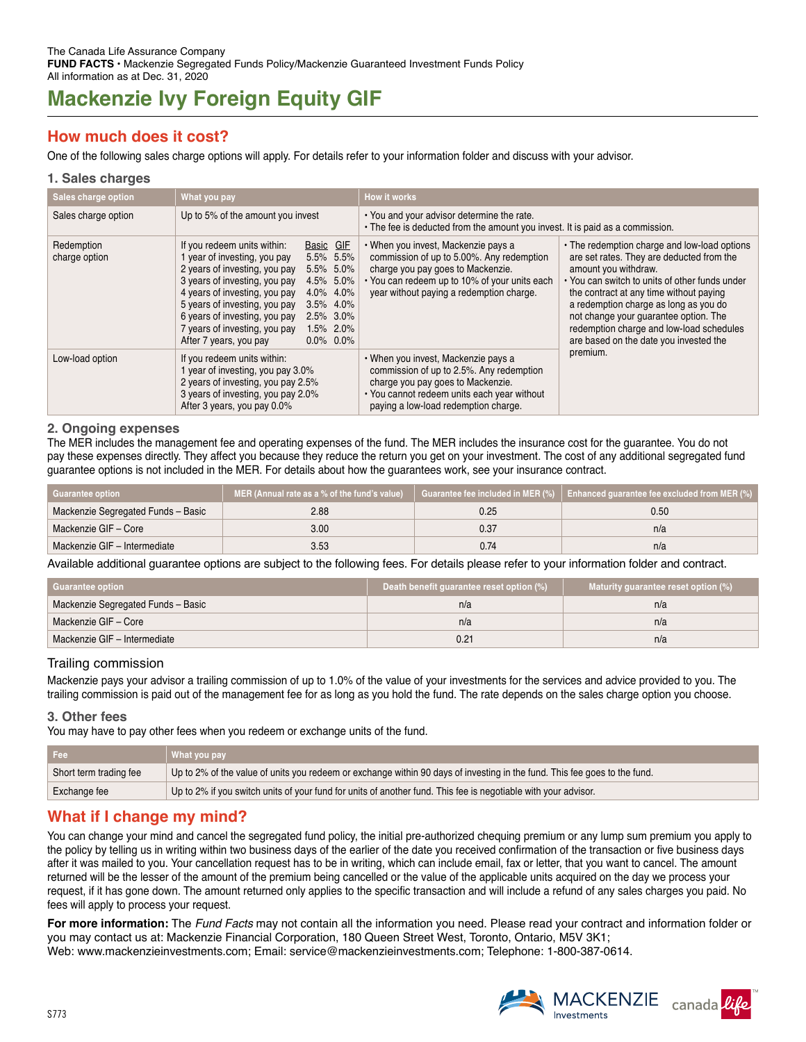The Canada Life Assurance Company
**FUND FACTS** • Mackenzie Segregated Funds Policy/Mackenzie Guaranteed Investment Funds Policy
All information as at Dec. 31, 2020

# Mackenzie Ivy Foreign Equity GIF

## How much does it cost?

One of the following sales charge options will apply. For details refer to your information folder and discuss with your advisor.

### 1. Sales charges

| Sales charge option | What you pay | How it works | |
|---|---|---|---|
| Sales charge option | Up to 5% of the amount you invest | • You and your advisor determine the rate.<br>• The fee is deducted from the amount you invest. It is paid as a commission. | |
| Redemption charge option | If you redeem units within: Basic GIF<br>1 year of investing, you pay 5.5% 5.5%<br>2 years of investing, you pay 5.5% 5.0%<br>3 years of investing, you pay 4.5% 5.0%<br>4 years of investing, you pay 4.0% 4.0%<br>5 years of investing, you pay 3.5% 4.0%<br>6 years of investing, you pay 2.5% 3.0%<br>7 years of investing, you pay 1.5% 2.0%<br>After 7 years, you pay 0.0% 0.0% | • When you invest, Mackenzie pays a commission of up to 5.00%. Any redemption charge you pay goes to Mackenzie.<br>• You can redeem up to 10% of your units each year without paying a redemption charge. | • The redemption charge and low-load options are set rates. They are deducted from the amount you withdraw.<br>• You can switch to units of other funds under the contract at any time without paying a redemption charge as long as you do not change your guarantee option. The redemption charge and low-load schedules are based on the date you invested the premium. |
| Low-load option | If you redeem units within:<br>1 year of investing, you pay 3.0%<br>2 years of investing, you pay 2.5%<br>3 years of investing, you pay 2.0%<br>After 3 years, you pay 0.0% | • When you invest, Mackenzie pays a commission of up to 2.5%. Any redemption charge you pay goes to Mackenzie.<br>• You cannot redeem units each year without paying a low-load redemption charge. | |

### 2. Ongoing expenses

The MER includes the management fee and operating expenses of the fund. The MER includes the insurance cost for the guarantee. You do not pay these expenses directly. They affect you because they reduce the return you get on your investment. The cost of any additional segregated fund guarantee options is not included in the MER. For details about how the guarantees work, see your insurance contract.

| Guarantee option | MER (Annual rate as a % of the fund's value) | Guarantee fee included in MER (%) | Enhanced guarantee fee excluded from MER (%) |
|---|---|---|---|
| Mackenzie Segregated Funds – Basic | 2.88 | 0.25 | 0.50 |
| Mackenzie GIF – Core | 3.00 | 0.37 | n/a |
| Mackenzie GIF – Intermediate | 3.53 | 0.74 | n/a |

Available additional guarantee options are subject to the following fees. For details please refer to your information folder and contract.

| Guarantee option | Death benefit guarantee reset option (%) | Maturity guarantee reset option (%) |
|---|---|---|
| Mackenzie Segregated Funds – Basic | n/a | n/a |
| Mackenzie GIF – Core | n/a | n/a |
| Mackenzie GIF – Intermediate | 0.21 | n/a |

#### Trailing commission

Mackenzie pays your advisor a trailing commission of up to 1.0% of the value of your investments for the services and advice provided to you. The trailing commission is paid out of the management fee for as long as you hold the fund. The rate depends on the sales charge option you choose.

### 3. Other fees

You may have to pay other fees when you redeem or exchange units of the fund.

| Fee | What you pay |
|---|---|
| Short term trading fee | Up to 2% of the value of units you redeem or exchange within 90 days of investing in the fund. This fee goes to the fund. |
| Exchange fee | Up to 2% if you switch units of your fund for units of another fund. This fee is negotiable with your advisor. |

## What if I change my mind?

You can change your mind and cancel the segregated fund policy, the initial pre-authorized chequing premium or any lump sum premium you apply to the policy by telling us in writing within two business days of the earlier of the date you received confirmation of the transaction or five business days after it was mailed to you. Your cancellation request has to be in writing, which can include email, fax or letter, that you want to cancel. The amount returned will be the lesser of the amount of the premium being cancelled or the value of the applicable units acquired on the day we process your request, if it has gone down. The amount returned only applies to the specific transaction and will include a refund of any sales charges you paid. No fees will apply to process your request.

**For more information:** The *Fund Facts* may not contain all the information you need. Please read your contract and information folder or you may contact us at: Mackenzie Financial Corporation, 180 Queen Street West, Toronto, Ontario, M5V 3K1;
Web: www.mackenzieinvestments.com; Email: service@mackenzieinvestments.com; Telephone: 1-800-387-0614.

S773